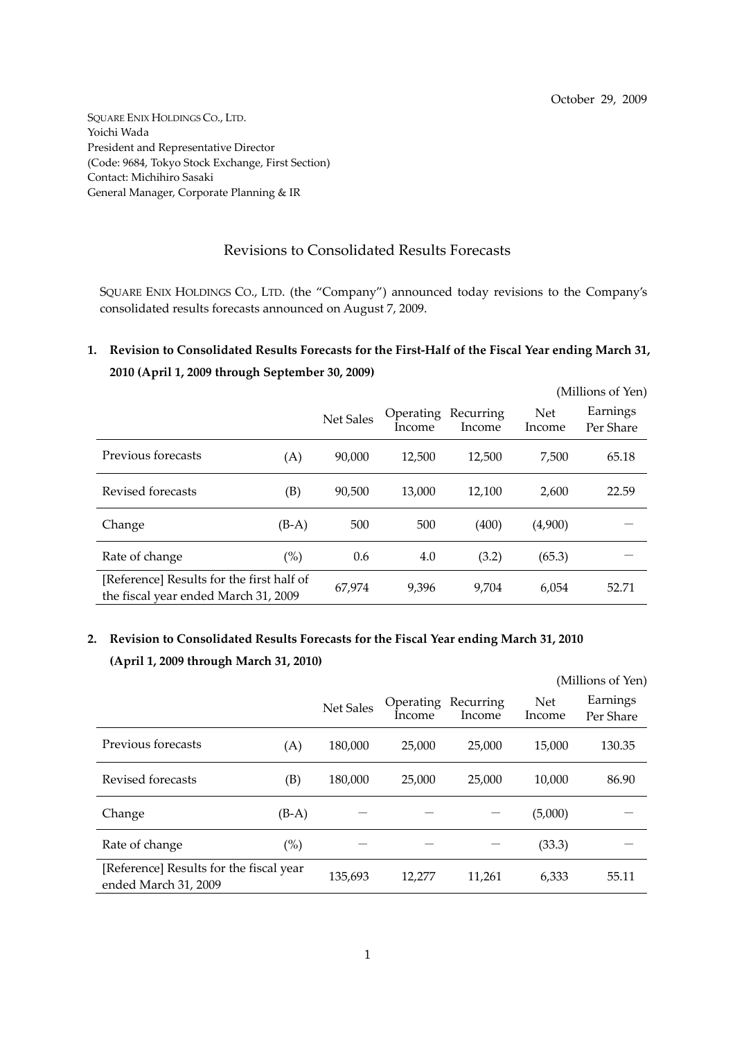October 29, 2009

SQUARE ENIX HOLDINGS CO., LTD.
Yoichi Wada
President and Representative Director
(Code: 9684, Tokyo Stock Exchange, First Section)
Contact: Michihiro Sasaki
General Manager, Corporate Planning & IR

# Revisions to Consolidated Results Forecasts

SQUARE ENIX HOLDINGS CO., LTD. (the "Company") announced today revisions to the Company's consolidated results forecasts announced on August 7, 2009.

## 1. Revision to Consolidated Results Forecasts for the First-Half of the Fiscal Year ending March 31, 2010 (April 1, 2009 through September 30, 2009)

(Millions of Yen)

| | | Net Sales | Operating Income | Recurring Income | Net Income | Earnings Per Share |
|---|---|---|---|---|---|---|
| Previous forecasts | (A) | 90,000 | 12,500 | 12,500 | 7,500 | 65.18 |
| Revised forecasts | (B) | 90,500 | 13,000 | 12,100 | 2,600 | 22.59 |
| Change | (B-A) | 500 | 500 | (400) | (4,900) | — |
| Rate of change | (%) | 0.6 | 4.0 | (3.2) | (65.3) | — |
| [Reference] Results for the first half of the fiscal year ended March 31, 2009 | | 67,974 | 9,396 | 9,704 | 6,054 | 52.71 |

## 2. Revision to Consolidated Results Forecasts for the Fiscal Year ending March 31, 2010 (April 1, 2009 through March 31, 2010)

(Millions of Yen)

| | | Net Sales | Operating Income | Recurring Income | Net Income | Earnings Per Share |
|---|---|---|---|---|---|---|
| Previous forecasts | (A) | 180,000 | 25,000 | 25,000 | 15,000 | 130.35 |
| Revised forecasts | (B) | 180,000 | 25,000 | 25,000 | 10,000 | 86.90 |
| Change | (B-A) | — | — | — | (5,000) | — |
| Rate of change | (%) | — | — | — | (33.3) | — |
| [Reference] Results for the fiscal year ended March 31, 2009 | | 135,693 | 12,277 | 11,261 | 6,333 | 55.11 |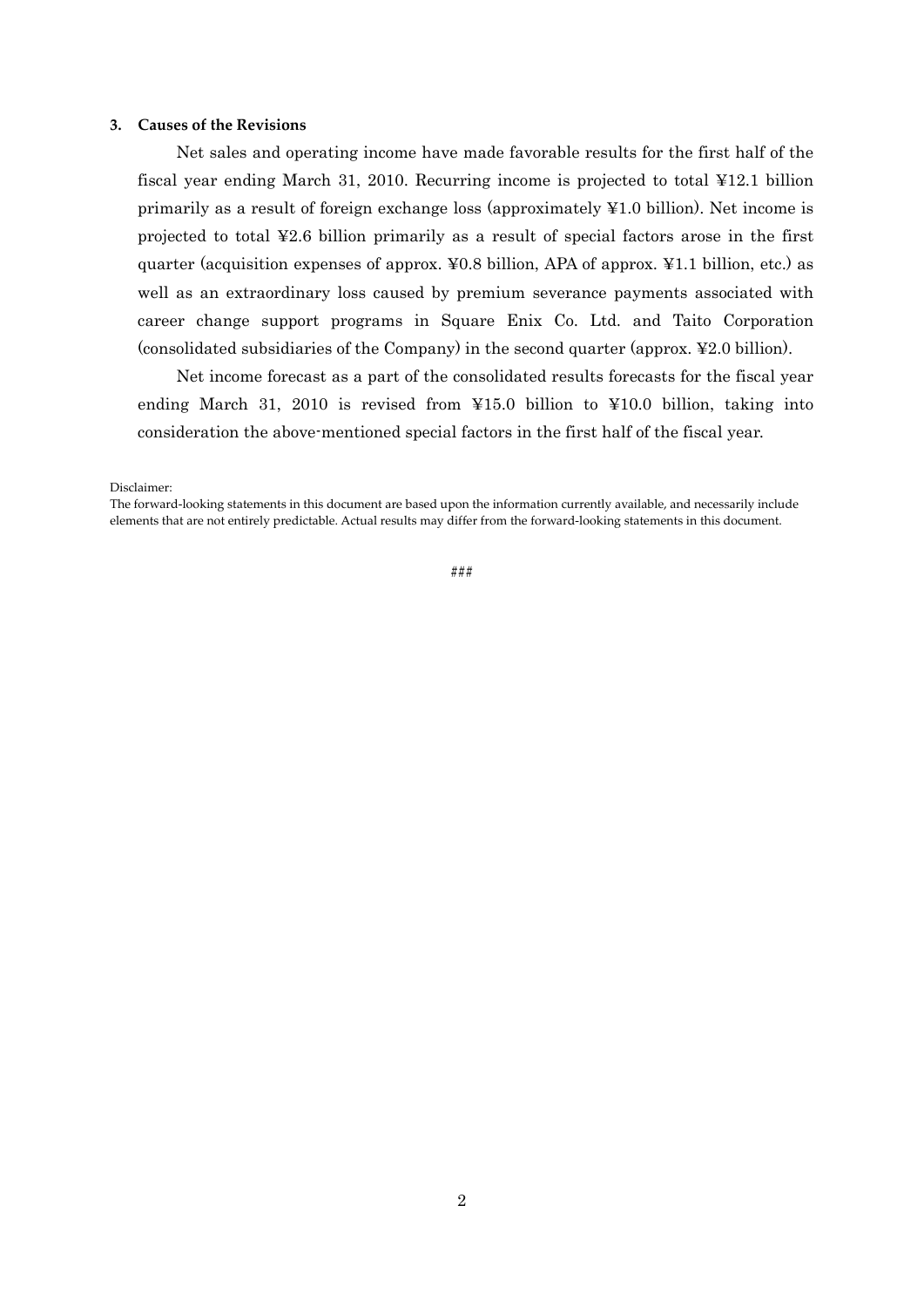### 3. Causes of the Revisions

Net sales and operating income have made favorable results for the first half of the fiscal year ending March 31, 2010. Recurring income is projected to total ¥12.1 billion primarily as a result of foreign exchange loss (approximately ¥1.0 billion). Net income is projected to total ¥2.6 billion primarily as a result of special factors arose in the first quarter (acquisition expenses of approx. ¥0.8 billion, APA of approx. ¥1.1 billion, etc.) as well as an extraordinary loss caused by premium severance payments associated with career change support programs in Square Enix Co. Ltd. and Taito Corporation (consolidated subsidiaries of the Company) in the second quarter (approx. ¥2.0 billion).

Net income forecast as a part of the consolidated results forecasts for the fiscal year ending March 31, 2010 is revised from ¥15.0 billion to ¥10.0 billion, taking into consideration the above-mentioned special factors in the first half of the fiscal year.

Disclaimer:
The forward-looking statements in this document are based upon the information currently available, and necessarily include elements that are not entirely predictable. Actual results may differ from the forward-looking statements in this document.

###